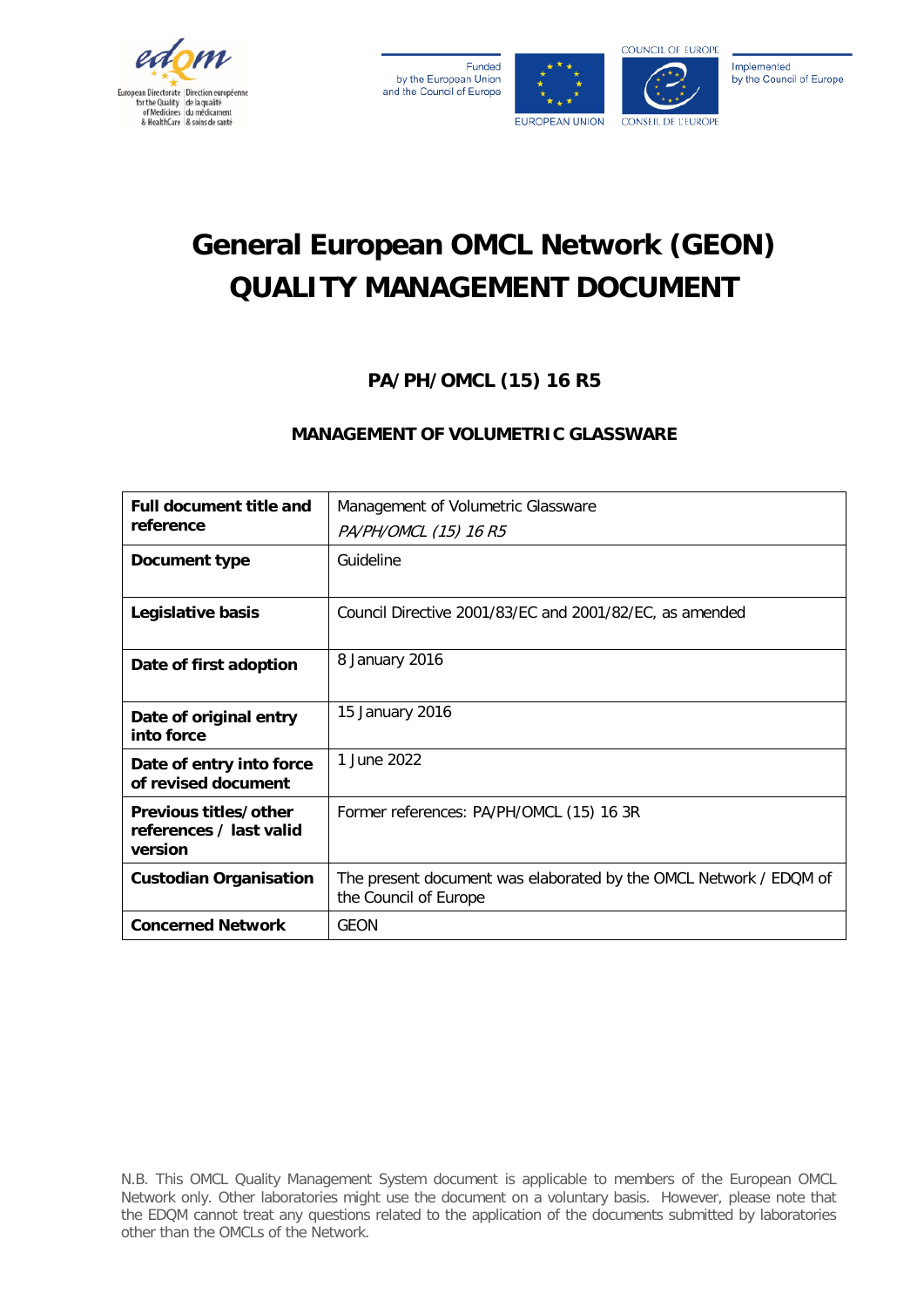Funded by the European Union and the Council of Europe

Implemented by the Council of Europe

# General European OMCL Network (GEON) QUALITY MANAGEMENT DOCUMENT

## PA/PH/OMCL (15) 16 R5

### MANAGEMENT OF VOLUMETRIC GLASSWARE

| | |
|---|---|
| **Full document title and reference** | Management of Volumetric Glassware<br>*PA/PH/OMCL (15) 16 R5* |
| **Document type** | Guideline |
| **Legislative basis** | Council Directive 2001/83/EC and 2001/82/EC, as amended |
| **Date of first adoption** | 8 January 2016 |
| **Date of original entry into force** | 15 January 2016 |
| **Date of entry into force of revised document** | 1 June 2022 |
| **Previous titles/other references / last valid version** | Former references: PA/PH/OMCL (15) 16 3R |
| **Custodian Organisation** | The present document was elaborated by the OMCL Network / EDQM of the Council of Europe |
| **Concerned Network** | GEON |

N.B. This OMCL Quality Management System document is applicable to members of the European OMCL Network only. Other laboratories might use the document on a voluntary basis. However, please note that the EDQM cannot treat any questions related to the application of the documents submitted by laboratories other than the OMCLs of the Network.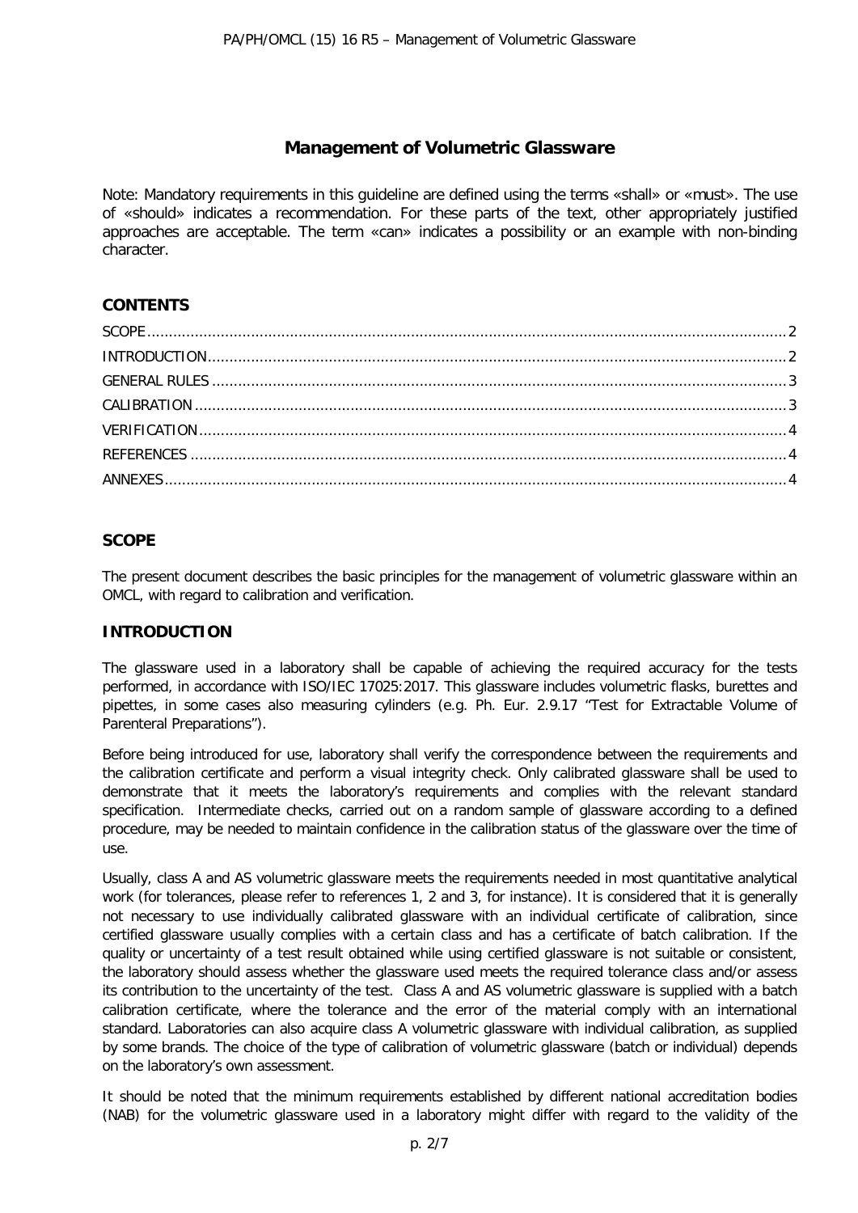# Management of Volumetric Glassware

Note: Mandatory requirements in this guideline are defined using the terms «shall» or «must». The use of «should» indicates a recommendation. For these parts of the text, other appropriately justified approaches are acceptable. The term «can» indicates a possibility or an example with non-binding character.

## CONTENTS

SCOPE .................................................................................................................................... 2
INTRODUCTION ...................................................................................................................... 2
GENERAL RULES ..................................................................................................................... 3
CALIBRATION .......................................................................................................................... 3
VERIFICATION ......................................................................................................................... 4
REFERENCES ........................................................................................................................... 4
ANNEXES ................................................................................................................................. 4

## SCOPE

The present document describes the basic principles for the management of volumetric glassware within an OMCL, with regard to calibration and verification.

## INTRODUCTION

The glassware used in a laboratory shall be capable of achieving the required accuracy for the tests performed, in accordance with ISO/IEC 17025:2017. This glassware includes volumetric flasks, burettes and pipettes, in some cases also measuring cylinders (e.g. Ph. Eur. 2.9.17 "Test for Extractable Volume of Parenteral Preparations").

Before being introduced for use, laboratory shall verify the correspondence between the requirements and the calibration certificate and perform a visual integrity check. Only calibrated glassware shall be used to demonstrate that it meets the laboratory's requirements and complies with the relevant standard specification. Intermediate checks, carried out on a random sample of glassware according to a defined procedure, may be needed to maintain confidence in the calibration status of the glassware over the time of use.

Usually, class A and AS volumetric glassware meets the requirements needed in most quantitative analytical work (for tolerances, please refer to references 1, 2 and 3, for instance). It is considered that it is generally not necessary to use individually calibrated glassware with an individual certificate of calibration, since certified glassware usually complies with a certain class and has a certificate of batch calibration. If the quality or uncertainty of a test result obtained while using certified glassware is not suitable or consistent, the laboratory should assess whether the glassware used meets the required tolerance class and/or assess its contribution to the uncertainty of the test. Class A and AS volumetric glassware is supplied with a batch calibration certificate, where the tolerance and the error of the material comply with an international standard. Laboratories can also acquire class A volumetric glassware with individual calibration, as supplied by some brands. The choice of the type of calibration of volumetric glassware (batch or individual) depends on the laboratory's own assessment.

It should be noted that the minimum requirements established by different national accreditation bodies (NAB) for the volumetric glassware used in a laboratory might differ with regard to the validity of the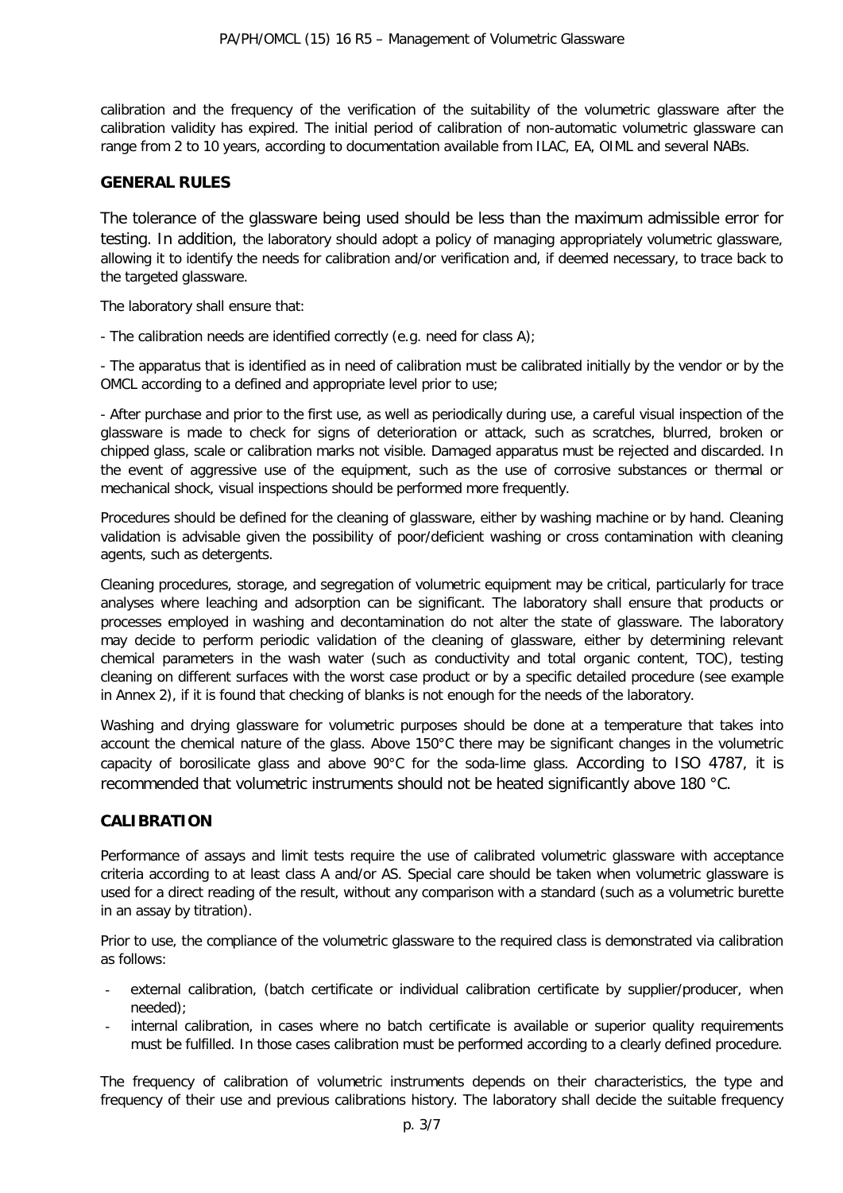calibration and the frequency of the verification of the suitability of the volumetric glassware after the calibration validity has expired. The initial period of calibration of non-automatic volumetric glassware can range from 2 to 10 years, according to documentation available from ILAC, EA, OIML and several NABs.

## GENERAL RULES

The tolerance of the glassware being used should be less than the maximum admissible error for testing. In addition, the laboratory should adopt a policy of managing appropriately volumetric glassware, allowing it to identify the needs for calibration and/or verification and, if deemed necessary, to trace back to the targeted glassware.

The laboratory shall ensure that:

- The calibration needs are identified correctly (e.g. need for class A);

- The apparatus that is identified as in need of calibration must be calibrated initially by the vendor or by the OMCL according to a defined and appropriate level prior to use;

- After purchase and prior to the first use, as well as periodically during use, a careful visual inspection of the glassware is made to check for signs of deterioration or attack, such as scratches, blurred, broken or chipped glass, scale or calibration marks not visible. Damaged apparatus must be rejected and discarded. In the event of aggressive use of the equipment, such as the use of corrosive substances or thermal or mechanical shock, visual inspections should be performed more frequently.

Procedures should be defined for the cleaning of glassware, either by washing machine or by hand. Cleaning validation is advisable given the possibility of poor/deficient washing or cross contamination with cleaning agents, such as detergents.

Cleaning procedures, storage, and segregation of volumetric equipment may be critical, particularly for trace analyses where leaching and adsorption can be significant. The laboratory shall ensure that products or processes employed in washing and decontamination do not alter the state of glassware. The laboratory may decide to perform periodic validation of the cleaning of glassware, either by determining relevant chemical parameters in the wash water (such as conductivity and total organic content, TOC), testing cleaning on different surfaces with the worst case product or by a specific detailed procedure (see example in Annex 2), if it is found that checking of blanks is not enough for the needs of the laboratory.

Washing and drying glassware for volumetric purposes should be done at a temperature that takes into account the chemical nature of the glass. Above 150°C there may be significant changes in the volumetric capacity of borosilicate glass and above 90°C for the soda-lime glass. According to ISO 4787, it is recommended that volumetric instruments should not be heated significantly above 180 °C.

## CALIBRATION

Performance of assays and limit tests require the use of calibrated volumetric glassware with acceptance criteria according to at least class A and/or AS. Special care should be taken when volumetric glassware is used for a direct reading of the result, without any comparison with a standard (such as a volumetric burette in an assay by titration).

Prior to use, the compliance of the volumetric glassware to the required class is demonstrated via calibration as follows:

- external calibration, (batch certificate or individual calibration certificate by supplier/producer, when needed);
- internal calibration, in cases where no batch certificate is available or superior quality requirements must be fulfilled. In those cases calibration must be performed according to a clearly defined procedure.

The frequency of calibration of volumetric instruments depends on their characteristics, the type and frequency of their use and previous calibrations history. The laboratory shall decide the suitable frequency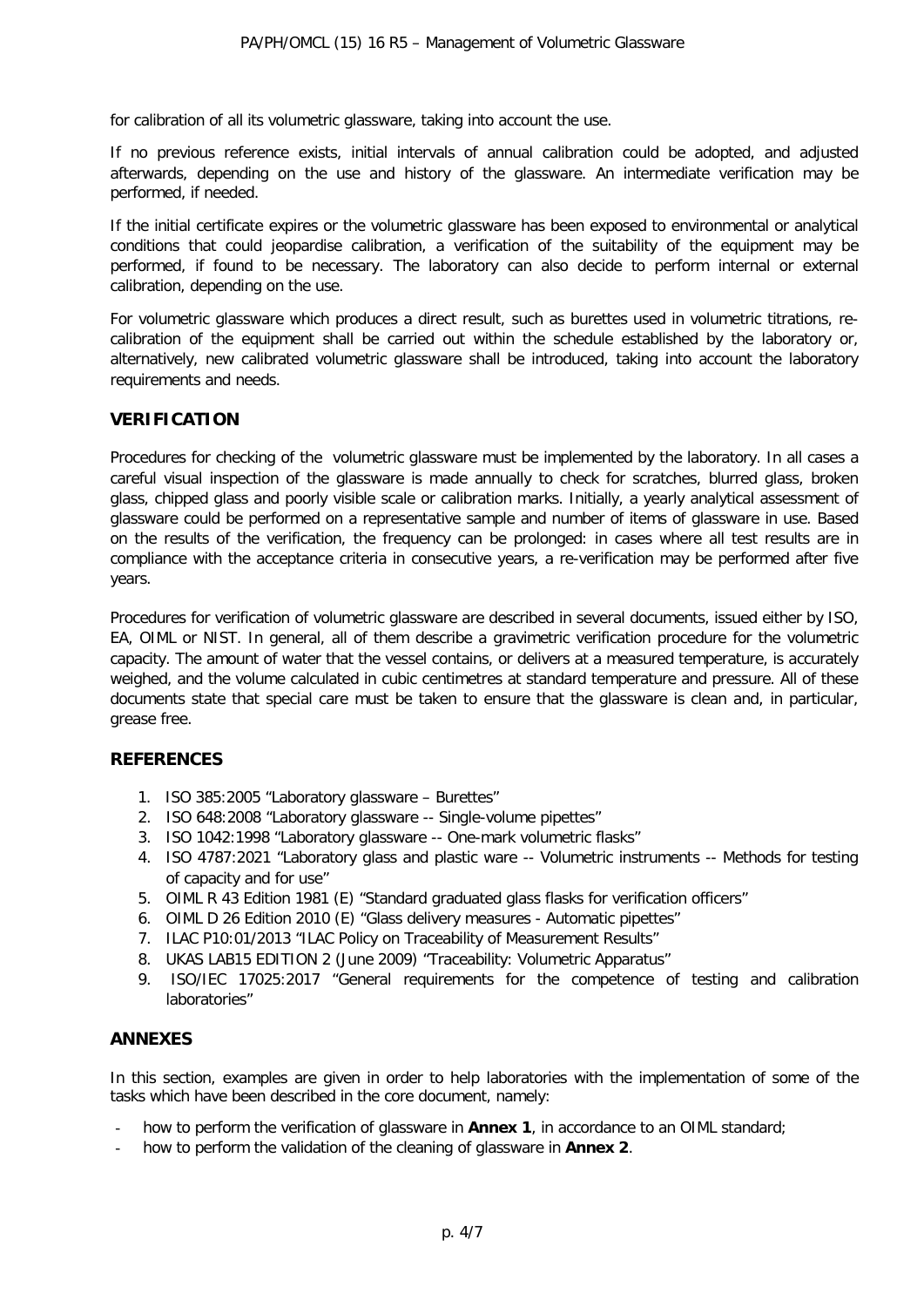for calibration of all its volumetric glassware, taking into account the use.

If no previous reference exists, initial intervals of annual calibration could be adopted, and adjusted afterwards, depending on the use and history of the glassware. An intermediate verification may be performed, if needed.

If the initial certificate expires or the volumetric glassware has been exposed to environmental or analytical conditions that could jeopardise calibration, a verification of the suitability of the equipment may be performed, if found to be necessary. The laboratory can also decide to perform internal or external calibration, depending on the use.

For volumetric glassware which produces a direct result, such as burettes used in volumetric titrations, re-calibration of the equipment shall be carried out within the schedule established by the laboratory or, alternatively, new calibrated volumetric glassware shall be introduced, taking into account the laboratory requirements and needs.

## VERIFICATION

Procedures for checking of the volumetric glassware must be implemented by the laboratory. In all cases a careful visual inspection of the glassware is made annually to check for scratches, blurred glass, broken glass, chipped glass and poorly visible scale or calibration marks. Initially, a yearly analytical assessment of glassware could be performed on a representative sample and number of items of glassware in use. Based on the results of the verification, the frequency can be prolonged: in cases where all test results are in compliance with the acceptance criteria in consecutive years, a re-verification may be performed after five years.

Procedures for verification of volumetric glassware are described in several documents, issued either by ISO, EA, OIML or NIST. In general, all of them describe a gravimetric verification procedure for the volumetric capacity. The amount of water that the vessel contains, or delivers at a measured temperature, is accurately weighed, and the volume calculated in cubic centimetres at standard temperature and pressure. All of these documents state that special care must be taken to ensure that the glassware is clean and, in particular, grease free.

## REFERENCES

1. ISO 385:2005 "Laboratory glassware – Burettes"
2. ISO 648:2008 "Laboratory glassware -- Single-volume pipettes"
3. ISO 1042:1998 "Laboratory glassware -- One-mark volumetric flasks"
4. ISO 4787:2021 "Laboratory glass and plastic ware -- Volumetric instruments -- Methods for testing of capacity and for use"
5. OIML R 43 Edition 1981 (E) "Standard graduated glass flasks for verification officers"
6. OIML D 26 Edition 2010 (E) "Glass delivery measures - Automatic pipettes"
7. ILAC P10:01/2013 "ILAC Policy on Traceability of Measurement Results"
8. UKAS LAB15 EDITION 2 (June 2009) "Traceability: Volumetric Apparatus"
9. ISO/IEC 17025:2017 "General requirements for the competence of testing and calibration laboratories"

## ANNEXES

In this section, examples are given in order to help laboratories with the implementation of some of the tasks which have been described in the core document, namely:

- how to perform the verification of glassware in **Annex 1**, in accordance to an OIML standard;
- how to perform the validation of the cleaning of glassware in **Annex 2**.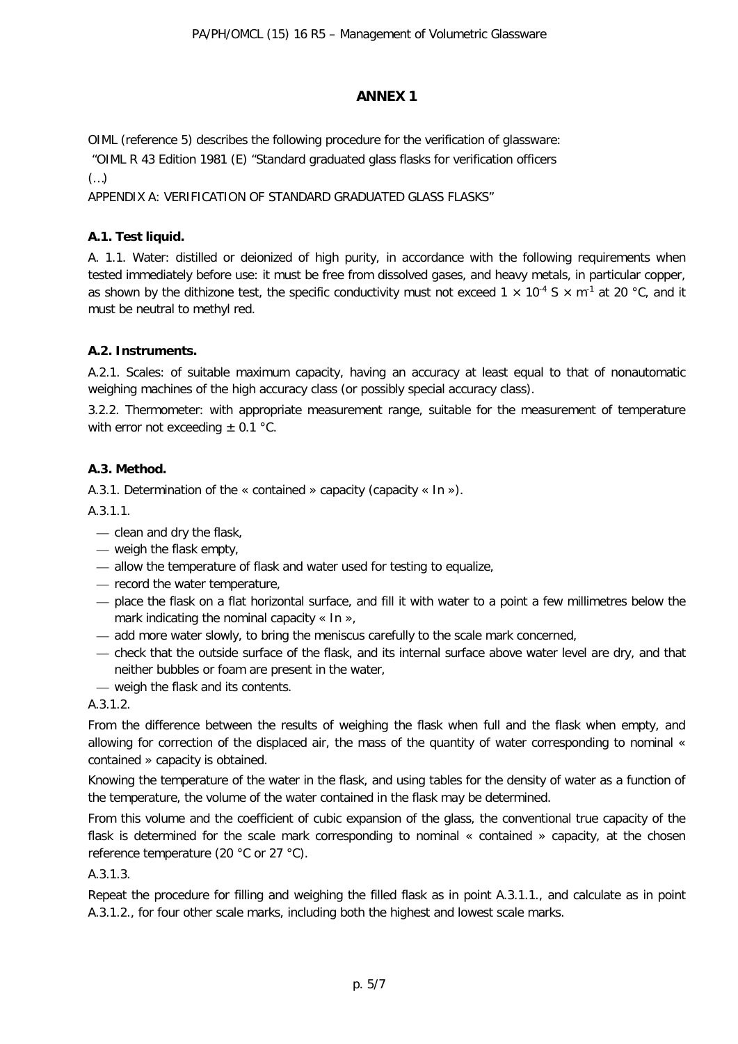## ANNEX 1

OIML (reference 5) describes the following procedure for the verification of glassware:

"OIML R 43 Edition 1981 (E) "Standard graduated glass flasks for verification officers

(…)

APPENDIX A: VERIFICATION OF STANDARD GRADUATED GLASS FLASKS"

**A.1. Test liquid.**

A. 1.1. Water: distilled or deionized of high purity, in accordance with the following requirements when tested immediately before use: it must be free from dissolved gases, and heavy metals, in particular copper, as shown by the dithizone test, the specific conductivity must not exceed $1 \times 10^{-4}$ S × m$^{-1}$ at 20 °C, and it must be neutral to methyl red.

**A.2. Instruments.**

A.2.1. Scales: of suitable maximum capacity, having an accuracy at least equal to that of nonautomatic weighing machines of the high accuracy class (or possibly special accuracy class).

3.2.2. Thermometer: with appropriate measurement range, suitable for the measurement of temperature with error not exceeding ± 0.1 °C.

**A.3. Method.**

A.3.1. Determination of the « contained » capacity (capacity « In »).

A.3.1.1.

- clean and dry the flask,
- weigh the flask empty,
- allow the temperature of flask and water used for testing to equalize,
- record the water temperature,
- place the flask on a flat horizontal surface, and fill it with water to a point a few millimetres below the mark indicating the nominal capacity « In »,
- add more water slowly, to bring the meniscus carefully to the scale mark concerned,
- check that the outside surface of the flask, and its internal surface above water level are dry, and that neither bubbles or foam are present in the water,
- weigh the flask and its contents.

A.3.1.2.

From the difference between the results of weighing the flask when full and the flask when empty, and allowing for correction of the displaced air, the mass of the quantity of water corresponding to nominal « contained » capacity is obtained.

Knowing the temperature of the water in the flask, and using tables for the density of water as a function of the temperature, the volume of the water contained in the flask may be determined.

From this volume and the coefficient of cubic expansion of the glass, the conventional true capacity of the flask is determined for the scale mark corresponding to nominal « contained » capacity, at the chosen reference temperature (20 °C or 27 °C).

A.3.1.3.

Repeat the procedure for filling and weighing the filled flask as in point A.3.1.1., and calculate as in point A.3.1.2., for four other scale marks, including both the highest and lowest scale marks.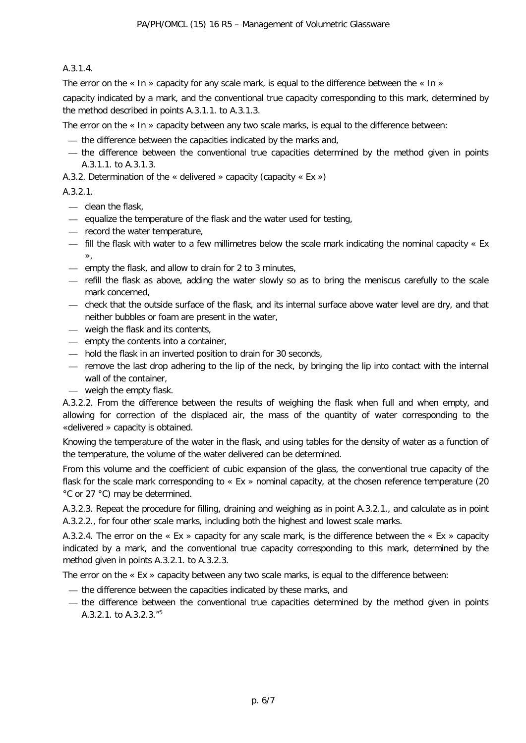A.3.1.4.

The error on the « In » capacity for any scale mark, is equal to the difference between the « In »

capacity indicated by a mark, and the conventional true capacity corresponding to this mark, determined by the method described in points A.3.1.1. to A.3.1.3.

The error on the « In » capacity between any two scale marks, is equal to the difference between:

- the difference between the capacities indicated by the marks and,
- the difference between the conventional true capacities determined by the method given in points A.3.1.1. to A.3.1.3.

A.3.2. Determination of the « delivered » capacity (capacity « Ex »)

A.3.2.1.

- clean the flask,
- equalize the temperature of the flask and the water used for testing,
- record the water temperature,
- fill the flask with water to a few millimetres below the scale mark indicating the nominal capacity « Ex »,
- empty the flask, and allow to drain for 2 to 3 minutes,
- refill the flask as above, adding the water slowly so as to bring the meniscus carefully to the scale mark concerned,
- check that the outside surface of the flask, and its internal surface above water level are dry, and that neither bubbles or foam are present in the water,
- weigh the flask and its contents,
- empty the contents into a container,
- hold the flask in an inverted position to drain for 30 seconds,
- remove the last drop adhering to the lip of the neck, by bringing the lip into contact with the internal wall of the container,
- weigh the empty flask.

A.3.2.2. From the difference between the results of weighing the flask when full and when empty, and allowing for correction of the displaced air, the mass of the quantity of water corresponding to the «delivered » capacity is obtained.

Knowing the temperature of the water in the flask, and using tables for the density of water as a function of the temperature, the volume of the water delivered can be determined.

From this volume and the coefficient of cubic expansion of the glass, the conventional true capacity of the flask for the scale mark corresponding to « Ex » nominal capacity, at the chosen reference temperature (20 °C or 27 °C) may be determined.

A.3.2.3. Repeat the procedure for filling, draining and weighing as in point A.3.2.1., and calculate as in point A.3.2.2., for four other scale marks, including both the highest and lowest scale marks.

A.3.2.4. The error on the « Ex » capacity for any scale mark, is the difference between the « Ex » capacity indicated by a mark, and the conventional true capacity corresponding to this mark, determined by the method given in points A.3.2.1. to A.3.2.3.

The error on the « Ex » capacity between any two scale marks, is equal to the difference between:

- the difference between the capacities indicated by these marks, and
- the difference between the conventional true capacities determined by the method given in points A.3.2.1. to A.3.2.3."[5]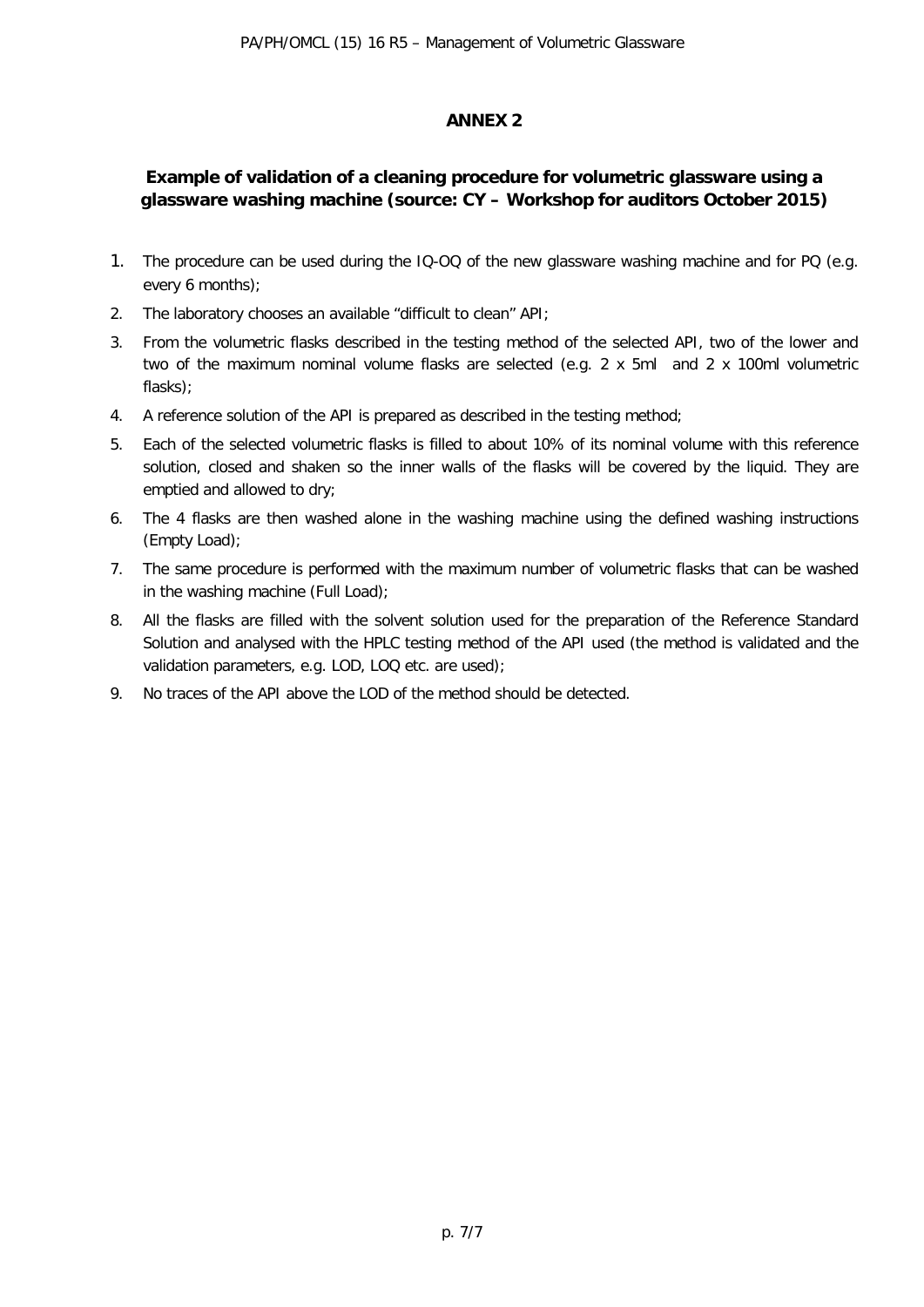## ANNEX 2

### Example of validation of a cleaning procedure for volumetric glassware using a glassware washing machine (source: CY – Workshop for auditors October 2015)

1. The procedure can be used during the IQ-OQ of the new glassware washing machine and for PQ (e.g. every 6 months);
2. The laboratory chooses an available "difficult to clean" API;
3. From the volumetric flasks described in the testing method of the selected API, two of the lower and two of the maximum nominal volume flasks are selected (e.g. 2 x 5ml and 2 x 100ml volumetric flasks);
4. A reference solution of the API is prepared as described in the testing method;
5. Each of the selected volumetric flasks is filled to about 10% of its nominal volume with this reference solution, closed and shaken so the inner walls of the flasks will be covered by the liquid. They are emptied and allowed to dry;
6. The 4 flasks are then washed alone in the washing machine using the defined washing instructions (Empty Load);
7. The same procedure is performed with the maximum number of volumetric flasks that can be washed in the washing machine (Full Load);
8. All the flasks are filled with the solvent solution used for the preparation of the Reference Standard Solution and analysed with the HPLC testing method of the API used (the method is validated and the validation parameters, e.g. LOD, LOQ etc. are used);
9. No traces of the API above the LOD of the method should be detected.